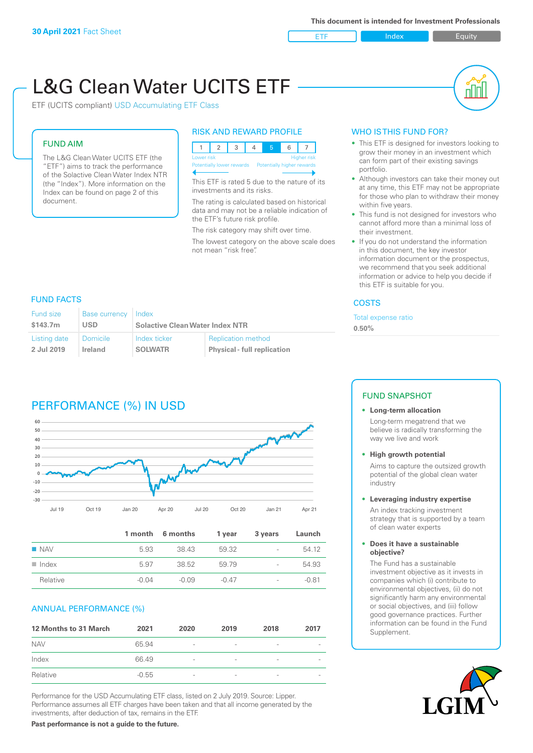30 April 2021 Fact Sheet

This document is intended for Investment Professionals

ETF | Index | Equity

# L&G Clean Water UCITS ETF

ETF (UCITS compliant) USD Accumulating ETF Class

## FUND AIM

The L&G Clean Water UCITS ETF (the "ETF") aims to track the performance of the Solactive Clean Water Index NTR (the "Index"). More information on the Index can be found on page 2 of this document.

## RISK AND REWARD PROFILE

| 1 | 2 | 3 | 4 | 5 | 6 | 7 |
|---|---|---|---|---|---|---|

Lower risk — Higher risk
Potentially lower rewards — Potentially higher rewards

This ETF is rated 5 due to the nature of its investments and its risks.

The rating is calculated based on historical data and may not be a reliable indication of the ETF's future risk profile.

The risk category may shift over time.

The lowest category on the above scale does not mean "risk free".

## WHO IS THIS FUND FOR?

- This ETF is designed for investors looking to grow their money in an investment which can form part of their existing savings portfolio.
- Although investors can take their money out at any time, this ETF may not be appropriate for those who plan to withdraw their money within five years.
- This fund is not designed for investors who cannot afford more than a minimal loss of their investment.
- If you do not understand the information in this document, the key investor information document or the prospectus, we recommend that you seek additional information or advice to help you decide if this ETF is suitable for you.

## FUND FACTS

| Fund size | Base currency | Index | |
|---|---|---|---|
| $143.7m | USD | Solactive Clean Water Index NTR | |
| **Listing date** | **Domicile** | **Index ticker** | **Replication method** |
| 2 Jul 2019 | Ireland | SOLWATR | Physical - full replication |

## COSTS

Total expense ratio

0.50%

## PERFORMANCE (%) IN USD

| | 1 month | 6 months | 1 year | 3 years | Launch |
|---|---|---|---|---|---|
| NAV | 5.93 | 38.43 | 59.32 | - | 54.12 |
| Index | 5.97 | 38.52 | 59.79 | - | 54.93 |
| Relative | -0.04 | -0.09 | -0.47 | - | -0.81 |

## ANNUAL PERFORMANCE (%)

| 12 Months to 31 March | 2021 | 2020 | 2019 | 2018 | 2017 |
|---|---|---|---|---|---|
| NAV | 65.94 | - | - | - | - |
| Index | 66.49 | - | - | - | - |
| Relative | -0.55 | - | - | - | - |

Performance for the USD Accumulating ETF class, listed on 2 July 2019. Source: Lipper. Performance assumes all ETF charges have been taken and that all income generated by the investments, after deduction of tax, remains in the ETF.

**Past performance is not a guide to the future.**

## FUND SNAPSHOT

- **Long-term allocation**
  Long-term megatrend that we believe is radically transforming the way we live and work
- **High growth potential**
  Aims to capture the outsized growth potential of the global clean water industry
- **Leveraging industry expertise**
  An index tracking investment strategy that is supported by a team of clean water experts
- **Does it have a sustainable objective?**
  The Fund has a sustainable investment objective as it invests in companies which (i) contribute to environmental objectives, (ii) do not significantly harm any environmental or social objectives, and (iii) follow good governance practices. Further information can be found in the Fund Supplement.

LGIM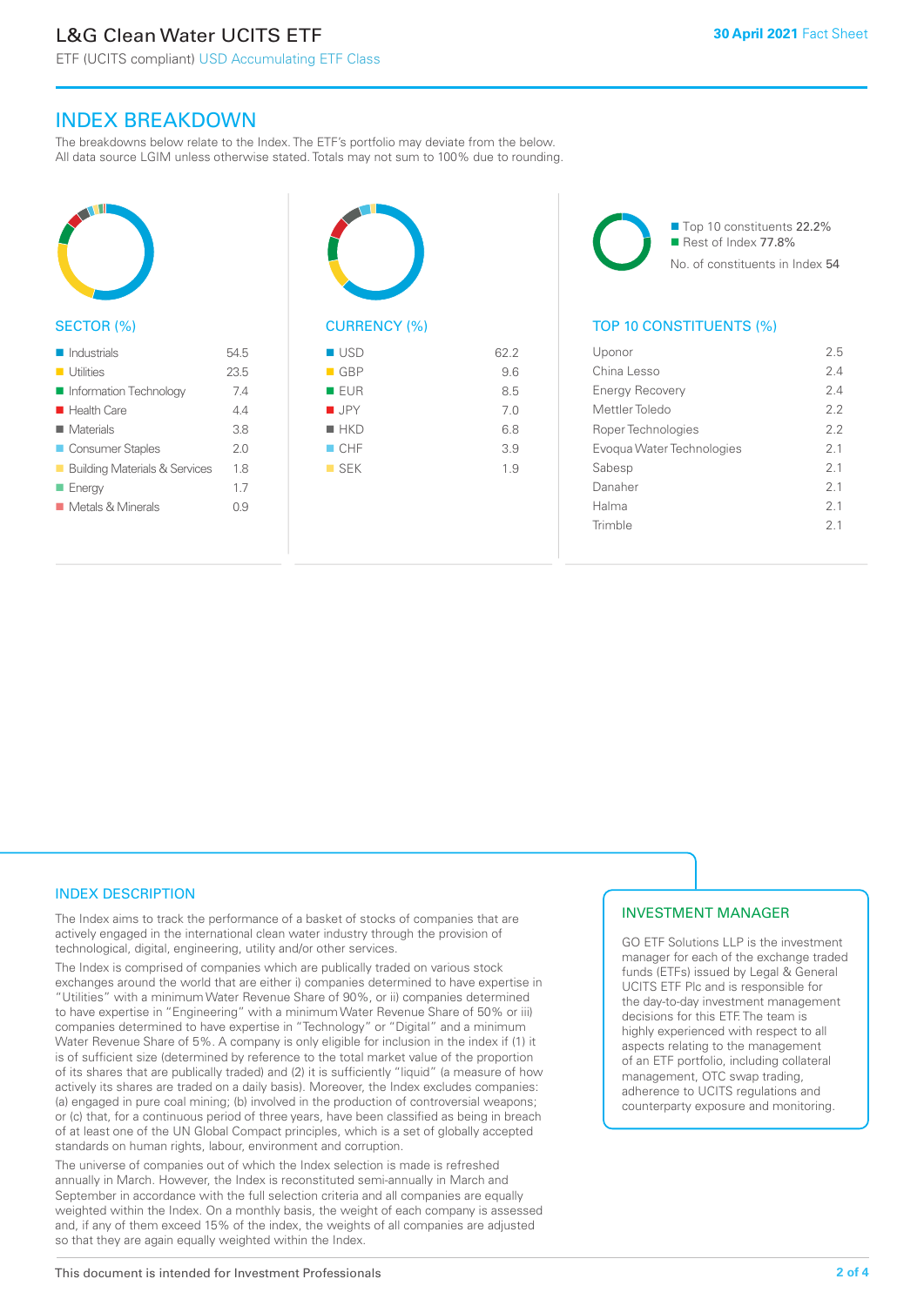# L&G Clean Water UCITS ETF

ETF (UCITS compliant) USD Accumulating ETF Class

**30 April 2021** Fact Sheet

## INDEX BREAKDOWN

The breakdowns below relate to the Index. The ETF's portfolio may deviate from the below. All data source LGIM unless otherwise stated. Totals may not sum to 100% due to rounding.

### SECTOR (%)

| Sector | % |
|---|---|
| Industrials | 54.5 |
| Utilities | 23.5 |
| Information Technology | 7.4 |
| Health Care | 4.4 |
| Materials | 3.8 |
| Consumer Staples | 2.0 |
| Building Materials & Services | 1.8 |
| Energy | 1.7 |
| Metals & Minerals | 0.9 |

### CURRENCY (%)

| Currency | % |
|---|---|
| USD | 62.2 |
| GBP | 9.6 |
| EUR | 8.5 |
| JPY | 7.0 |
| HKD | 6.8 |
| CHF | 3.9 |
| SEK | 1.9 |

- Top 10 constituents 22.2%
- Rest of Index 77.8%

No. of constituents in Index 54

### TOP 10 CONSTITUENTS (%)

| Constituent | % |
|---|---|
| Uponor | 2.5 |
| China Lesso | 2.4 |
| Energy Recovery | 2.4 |
| Mettler Toledo | 2.2 |
| Roper Technologies | 2.2 |
| Evoqua Water Technologies | 2.1 |
| Sabesp | 2.1 |
| Danaher | 2.1 |
| Halma | 2.1 |
| Trimble | 2.1 |

## INDEX DESCRIPTION

The Index aims to track the performance of a basket of stocks of companies that are actively engaged in the international clean water industry through the provision of technological, digital, engineering, utility and/or other services.

The Index is comprised of companies which are publically traded on various stock exchanges around the world that are either i) companies determined to have expertise in "Utilities" with a minimum Water Revenue Share of 90%, or ii) companies determined to have expertise in "Engineering" with a minimum Water Revenue Share of 50% or iii) companies determined to have expertise in "Technology" or "Digital" and a minimum Water Revenue Share of 5%. A company is only eligible for inclusion in the index if (1) it is of sufficient size (determined by reference to the total market value of the proportion of its shares that are publically traded) and (2) it is sufficiently "liquid" (a measure of how actively its shares are traded on a daily basis). Moreover, the Index excludes companies: (a) engaged in pure coal mining; (b) involved in the production of controversial weapons; or (c) that, for a continuous period of three years, have been classified as being in breach of at least one of the UN Global Compact principles, which is a set of globally accepted standards on human rights, labour, environment and corruption.

The universe of companies out of which the Index selection is made is refreshed annually in March. However, the Index is reconstituted semi-annually in March and September in accordance with the full selection criteria and all companies are equally weighted within the Index. On a monthly basis, the weight of each company is assessed and, if any of them exceed 15% of the index, the weights of all companies are adjusted so that they are again equally weighted within the Index.

## INVESTMENT MANAGER

GO ETF Solutions LLP is the investment manager for each of the exchange traded funds (ETFs) issued by Legal & General UCITS ETF Plc and is responsible for the day-to-day investment management decisions for this ETF. The team is highly experienced with respect to all aspects relating to the management of an ETF portfolio, including collateral management, OTC swap trading, adherence to UCITS regulations and counterparty exposure and monitoring.

This document is intended for Investment Professionals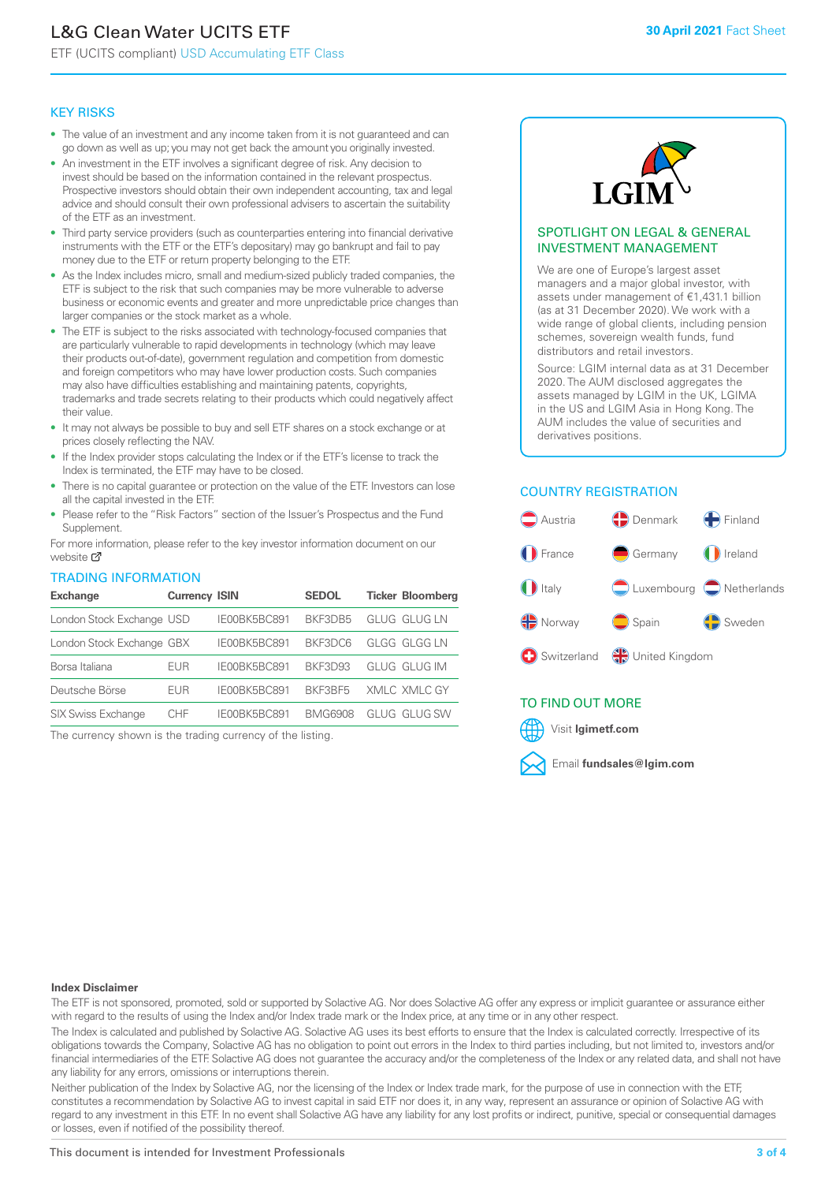# L&G Clean Water UCITS ETF

ETF (UCITS compliant) USD Accumulating ETF Class

**30 April 2021** Fact Sheet

## KEY RISKS

- The value of an investment and any income taken from it is not guaranteed and can go down as well as up; you may not get back the amount you originally invested.
- An investment in the ETF involves a significant degree of risk. Any decision to invest should be based on the information contained in the relevant prospectus. Prospective investors should obtain their own independent accounting, tax and legal advice and should consult their own professional advisers to ascertain the suitability of the ETF as an investment.
- Third party service providers (such as counterparties entering into financial derivative instruments with the ETF or the ETF's depositary) may go bankrupt and fail to pay money due to the ETF or return property belonging to the ETF.
- As the Index includes micro, small and medium-sized publicly traded companies, the ETF is subject to the risk that such companies may be more vulnerable to adverse business or economic events and greater and more unpredictable price changes than larger companies or the stock market as a whole.
- The ETF is subject to the risks associated with technology-focused companies that are particularly vulnerable to rapid developments in technology (which may leave their products out-of-date), government regulation and competition from domestic and foreign competitors who may have lower production costs. Such companies may also have difficulties establishing and maintaining patents, copyrights, trademarks and trade secrets relating to their products which could negatively affect their value.
- It may not always be possible to buy and sell ETF shares on a stock exchange or at prices closely reflecting the NAV.
- If the Index provider stops calculating the Index or if the ETF's license to track the Index is terminated, the ETF may have to be closed.
- There is no capital guarantee or protection on the value of the ETF. Investors can lose all the capital invested in the ETF.
- Please refer to the "Risk Factors" section of the Issuer's Prospectus and the Fund Supplement.

For more information, please refer to the key investor information document on our website

## TRADING INFORMATION

| Exchange | Currency | ISIN | SEDOL | Ticker | Bloomberg |
|---|---|---|---|---|---|
| London Stock Exchange | USD | IE00BK5BC891 | BKF3DB5 | GLUG | GLUG LN |
| London Stock Exchange | GBX | IE00BK5BC891 | BKF3DC6 | GLGG | GLGG LN |
| Borsa Italiana | EUR | IE00BK5BC891 | BKF3D93 | GLUG | GLUG IM |
| Deutsche Börse | EUR | IE00BK5BC891 | BKF3BF5 | XMLC | XMLC GY |
| SIX Swiss Exchange | CHF | IE00BK5BC891 | BMG6908 | GLUG | GLUG SW |

The currency shown is the trading currency of the listing.

## SPOTLIGHT ON LEGAL & GENERAL INVESTMENT MANAGEMENT

We are one of Europe's largest asset managers and a major global investor, with assets under management of €1,431.1 billion (as at 31 December 2020). We work with a wide range of global clients, including pension schemes, sovereign wealth funds, fund distributors and retail investors.

Source: LGIM internal data as at 31 December 2020. The AUM disclosed aggregates the assets managed by LGIM in the UK, LGIMA in the US and LGIM Asia in Hong Kong. The AUM includes the value of securities and derivatives positions.

## COUNTRY REGISTRATION

Austria, Denmark, Finland, France, Germany, Ireland, Italy, Luxembourg, Netherlands, Norway, Spain, Sweden, Switzerland, United Kingdom

## TO FIND OUT MORE

Visit **lgimetf.com**

Email **fundsales@lgim.com**

**Index Disclaimer**

The ETF is not sponsored, promoted, sold or supported by Solactive AG. Nor does Solactive AG offer any express or implicit guarantee or assurance either with regard to the results of using the Index and/or Index trade mark or the Index price, at any time or in any other respect.

The Index is calculated and published by Solactive AG. Solactive AG uses its best efforts to ensure that the Index is calculated correctly. Irrespective of its obligations towards the Company, Solactive AG has no obligation to point out errors in the Index to third parties including, but not limited to, investors and/or financial intermediaries of the ETF. Solactive AG does not guarantee the accuracy and/or the completeness of the Index or any related data, and shall not have any liability for any errors, omissions or interruptions therein.

Neither publication of the Index by Solactive AG, nor the licensing of the Index or Index trade mark, for the purpose of use in connection with the ETF, constitutes a recommendation by Solactive AG to invest capital in said ETF nor does it, in any way, represent an assurance or opinion of Solactive AG with regard to any investment in this ETF. In no event shall Solactive AG have any liability for any lost profits or indirect, punitive, special or consequential damages or losses, even if notified of the possibility thereof.

This document is intended for Investment Professionals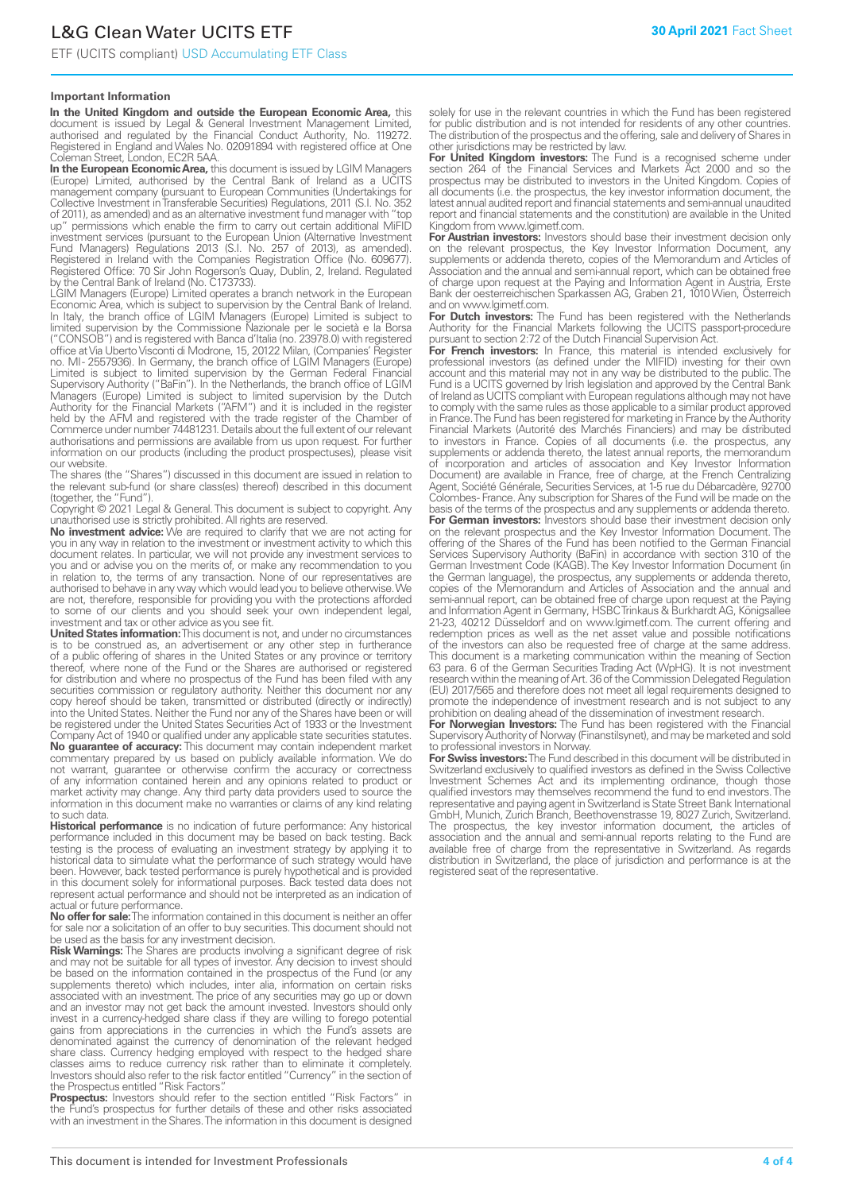### Important Information

**In the United Kingdom and outside the European Economic Area,** this document is issued by Legal & General Investment Management Limited, authorised and regulated by the Financial Conduct Authority, No. 119272. Registered in England and Wales No. 02091894 with registered office at One Coleman Street, London, EC2R 5AA.

**In the European Economic Area,** this document is issued by LGIM Managers (Europe) Limited, authorised by the Central Bank of Ireland as a UCITS management company (pursuant to European Communities (Undertakings for Collective Investment in Transferable Securities) Regulations, 2011 (S.I. No. 352 of 2011), as amended) and as an alternative investment fund manager with "top up" permissions which enable the firm to carry out certain additional MiFID investment services (pursuant to the European Union (Alternative Investment Fund Managers) Regulations 2013 (S.I. No. 257 of 2013), as amended). Registered in Ireland with the Companies Registration Office (No. 609677). Registered Office: 70 Sir John Rogerson's Quay, Dublin, 2, Ireland. Regulated by the Central Bank of Ireland (No. C173733).

LGIM Managers (Europe) Limited operates a branch network in the European Economic Area, which is subject to supervision by the Central Bank of Ireland. In Italy, the branch office of LGIM Managers (Europe) Limited is subject to limited supervision by the Commissione Nazionale per le società e la Borsa ("CONSOB") and is registered with Banca d'Italia (no. 23978.0) with registered office at Via Uberto Visconti di Modrone, 15, 20122 Milan, (Companies' Register no. MI - 2557936). In Germany, the branch office of LGIM Managers (Europe) Limited is subject to limited supervision by the German Federal Financial Supervisory Authority ("BaFin"). In the Netherlands, the branch office of LGIM Managers (Europe) Limited is subject to limited supervision by the Dutch Authority for the Financial Markets ("AFM") and it is included in the register held by the AFM and registered with the trade register of the Chamber of Commerce under number 74481231. Details about the full extent of our relevant authorisations and permissions are available from us upon request. For further information on our products (including the product prospectuses), please visit our website.

The shares (the "Shares") discussed in this document are issued in relation to the relevant sub-fund (or share class(es) thereof) described in this document (together, the "Fund").

Copyright © 2021 Legal & General. This document is subject to copyright. Any unauthorised use is strictly prohibited. All rights are reserved.

**No investment advice:** We are required to clarify that we are not acting for you in any way in relation to the investment or investment activity to which this document relates. In particular, we will not provide any investment services to you and or advise you on the merits of, or make any recommendation to you in relation to, the terms of any transaction. None of our representatives are authorised to behave in any way which would lead you to believe otherwise. We are not, therefore, responsible for providing you with the protections afforded to some of our clients and you should seek your own independent legal, investment and tax or other advice as you see fit.

**United States information:** This document is not, and under no circumstances is to be construed as, an advertisement or any other step in furtherance of a public offering of shares in the United States or any province or territory thereof, where none of the Fund or the Shares are authorised or registered for distribution and where no prospectus of the Fund has been filed with any securities commission or regulatory authority. Neither this document nor any copy hereof should be taken, transmitted or distributed (directly or indirectly) into the United States. Neither the Fund nor any of the Shares have been or will be registered under the United States Securities Act of 1933 or the Investment Company Act of 1940 or qualified under any applicable state securities statutes.

**No guarantee of accuracy:** This document may contain independent market commentary prepared by us based on publicly available information. We do not warrant, guarantee or otherwise confirm the accuracy or correctness of any information contained herein and any opinions related to product or market activity may change. Any third party data providers used to source the information in this document make no warranties or claims of any kind relating to such data.

**Historical performance** is no indication of future performance: Any historical performance included in this document may be based on back testing. Back testing is the process of evaluating an investment strategy by applying it to historical data to simulate what the performance of such strategy would have been. However, back tested performance is purely hypothetical and is provided in this document solely for informational purposes. Back tested data does not represent actual performance and should not be interpreted as an indication of actual or future performance.

**No offer for sale:** The information contained in this document is neither an offer for sale nor a solicitation of an offer to buy securities. This document should not be used as the basis for any investment decision.

**Risk Warnings:** The Shares are products involving a significant degree of risk and may not be suitable for all types of investor. Any decision to invest should be based on the information contained in the prospectus of the Fund (or any supplements thereto) which includes, inter alia, information on certain risks associated with an investment. The price of any securities may go up or down and an investor may not get back the amount invested. Investors should only invest in a currency-hedged share class if they are willing to forego potential gains from appreciations in the currencies in which the Fund's assets are denominated against the currency of denomination of the relevant hedged share class. Currency hedging employed with respect to the hedged share classes aims to reduce currency risk rather than to eliminate it completely. Investors should also refer to the risk factor entitled "Currency" in the section of the Prospectus entitled "Risk Factors".

**Prospectus:** Investors should refer to the section entitled "Risk Factors" in the Fund's prospectus for further details of these and other risks associated with an investment in the Shares. The information in this document is designed solely for use in the relevant countries in which the Fund has been registered for public distribution and is not intended for residents of any other countries. The distribution of the prospectus and the offering, sale and delivery of Shares in other jurisdictions may be restricted by law.

**For United Kingdom investors:** The Fund is a recognised scheme under section 264 of the Financial Services and Markets Act 2000 and so the prospectus may be distributed to investors in the United Kingdom. Copies of all documents (i.e. the prospectus, the key investor information document, the latest annual audited report and financial statements and semi-annual unaudited report and financial statements and the constitution) are available in the United Kingdom from www.lgimetf.com.

**For Austrian investors:** Investors should base their investment decision only on the relevant prospectus, the Key Investor Information Document, any supplements or addenda thereto, copies of the Memorandum and Articles of Association and the annual and semi-annual report, which can be obtained free of charge upon request at the Paying and Information Agent in Austria, Erste Bank der oesterreichischen Sparkassen AG, Graben 21, 1010 Wien, Österreich and on www.lgimetf.com.

**For Dutch investors:** The Fund has been registered with the Netherlands Authority for the Financial Markets following the UCITS passport-procedure pursuant to section 2:72 of the Dutch Financial Supervision Act.

**For French investors:** In France, this material is intended exclusively for professional investors (as defined under the MIFID) investing for their own account and this material may not in any way be distributed to the public. The Fund is a UCITS governed by Irish legislation and approved by the Central Bank of Ireland as UCITS compliant with European regulations although may not have to comply with the same rules as those applicable to a similar product approved in France. The Fund has been registered for marketing in France by the Authority Financial Markets (Autorité des Marchés Financiers) and may be distributed to investors in France. Copies of all documents (i.e. the prospectus, any supplements or addenda thereto, the latest annual reports, the memorandum of incorporation and articles of association and Key Investor Information Document) are available in France, free of charge, at the French Centralizing Agent, Société Générale, Securities Services, at 1-5 rue du Débarcadère, 92700 Colombes- France. Any subscription for Shares of the Fund will be made on the basis of the terms of the prospectus and any supplements or addenda thereto.

**For German investors:** Investors should base their investment decision only on the relevant prospectus and the Key Investor Information Document. The offering of the Shares of the Fund has been notified to the German Financial Services Supervisory Authority (BaFin) in accordance with section 310 of the German Investment Code (KAGB). The Key Investor Information Document (in the German language), the prospectus, any supplements or addenda thereto, copies of the Memorandum and Articles of Association and the annual and semi-annual report, can be obtained free of charge upon request at the Paying and Information Agent in Germany, HSBC Trinkaus & Burkhardt AG, Königsallee 21-23, 40212 Düsseldorf and on www.lgimetf.com. The current offering and redemption prices as well as the net asset value and possible notifications of the investors can also be requested free of charge at the same address. This document is a marketing communication within the meaning of Section 63 para. 6 of the German Securities Trading Act (WpHG). It is not investment research within the meaning of Art. 36 of the Commission Delegated Regulation (EU) 2017/565 and therefore does not meet all legal requirements designed to promote the independence of investment research and is not subject to any prohibition on dealing ahead of the dissemination of investment research.

**For Norwegian Investors:** The Fund has been registered with the Financial Supervisory Authority of Norway (Finanstilsynet), and may be marketed and sold to professional investors in Norway.

**For Swiss investors:** The Fund described in this document will be distributed in Switzerland exclusively to qualified investors as defined in the Swiss Collective Investment Schemes Act and its implementing ordinance, though those qualified investors may themselves recommend the fund to end investors. The representative and paying agent in Switzerland is State Street Bank International GmbH, Munich, Zurich Branch, Beethovenstrasse 19, 8027 Zurich, Switzerland. The prospectus, the key investor information document, the articles of association and the annual and semi-annual reports relating to the Fund are available free of charge from the representative in Switzerland. As regards distribution in Switzerland, the place of jurisdiction and performance is at the registered seat of the representative.